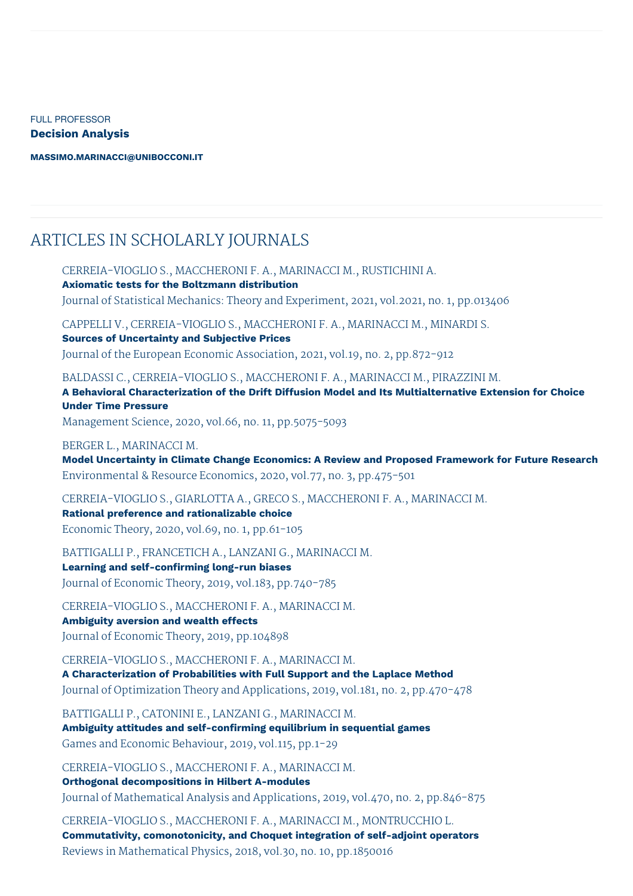FULL PROFESSOR

**Decision Analysis**

**MASSIMO.MARINACCI@UNIBOCCONI.IT**

# ARTICLES IN SCHOLARLY JOURNALS

CERREIA-VIOGLIO S., MACCHERONI F. A., MARINACCI M., RUSTICHINI A.
**Axiomatic tests for the Boltzmann distribution**
Journal of Statistical Mechanics: Theory and Experiment, 2021, vol.2021, no. 1, pp.013406

CAPPELLI V., CERREIA-VIOGLIO S., MACCHERONI F. A., MARINACCI M., MINARDI S.
**Sources of Uncertainty and Subjective Prices**
Journal of the European Economic Association, 2021, vol.19, no. 2, pp.872-912

BALDASSI C., CERREIA-VIOGLIO S., MACCHERONI F. A., MARINACCI M., PIRAZZINI M.
**A Behavioral Characterization of the Drift Diffusion Model and Its Multialternative Extension for Choice Under Time Pressure**
Management Science, 2020, vol.66, no. 11, pp.5075-5093

BERGER L., MARINACCI M.
**Model Uncertainty in Climate Change Economics: A Review and Proposed Framework for Future Research**
Environmental & Resource Economics, 2020, vol.77, no. 3, pp.475-501

CERREIA-VIOGLIO S., GIARLOTTA A., GRECO S., MACCHERONI F. A., MARINACCI M.
**Rational preference and rationalizable choice**
Economic Theory, 2020, vol.69, no. 1, pp.61-105

BATTIGALLI P., FRANCETICH A., LANZANI G., MARINACCI M.
**Learning and self-confirming long-run biases**
Journal of Economic Theory, 2019, vol.183, pp.740-785

CERREIA-VIOGLIO S., MACCHERONI F. A., MARINACCI M.
**Ambiguity aversion and wealth effects**
Journal of Economic Theory, 2019, pp.104898

CERREIA-VIOGLIO S., MACCHERONI F. A., MARINACCI M.
**A Characterization of Probabilities with Full Support and the Laplace Method**
Journal of Optimization Theory and Applications, 2019, vol.181, no. 2, pp.470-478

BATTIGALLI P., CATONINI E., LANZANI G., MARINACCI M.
**Ambiguity attitudes and self-confirming equilibrium in sequential games**
Games and Economic Behaviour, 2019, vol.115, pp.1-29

CERREIA-VIOGLIO S., MACCHERONI F. A., MARINACCI M.
**Orthogonal decompositions in Hilbert A-modules**
Journal of Mathematical Analysis and Applications, 2019, vol.470, no. 2, pp.846-875

CERREIA-VIOGLIO S., MACCHERONI F. A., MARINACCI M., MONTRUCCHIO L.
**Commutativity, comonotonicity, and Choquet integration of self-adjoint operators**
Reviews in Mathematical Physics, 2018, vol.30, no. 10, pp.1850016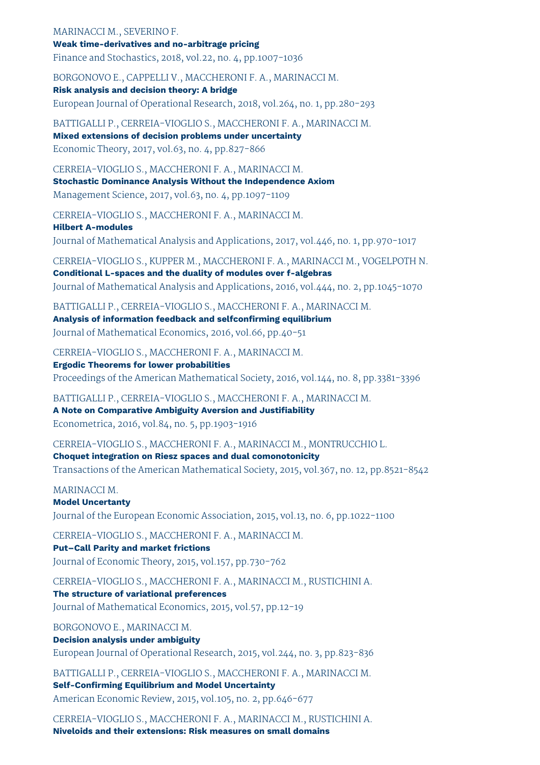MARINACCI M., SEVERINO F.
**Weak time-derivatives and no-arbitrage pricing**
Finance and Stochastics, 2018, vol.22, no. 4, pp.1007-1036

BORGONOVO E., CAPPELLI V., MACCHERONI F. A., MARINACCI M.
**Risk analysis and decision theory: A bridge**
European Journal of Operational Research, 2018, vol.264, no. 1, pp.280-293

BATTIGALLI P., CERREIA-VIOGLIO S., MACCHERONI F. A., MARINACCI M.
**Mixed extensions of decision problems under uncertainty**
Economic Theory, 2017, vol.63, no. 4, pp.827-866

CERREIA-VIOGLIO S., MACCHERONI F. A., MARINACCI M.
**Stochastic Dominance Analysis Without the Independence Axiom**
Management Science, 2017, vol.63, no. 4, pp.1097-1109

CERREIA-VIOGLIO S., MACCHERONI F. A., MARINACCI M.
**Hilbert A-modules**
Journal of Mathematical Analysis and Applications, 2017, vol.446, no. 1, pp.970-1017

CERREIA-VIOGLIO S., KUPPER M., MACCHERONI F. A., MARINACCI M., VOGELPOTH N.
**Conditional L-spaces and the duality of modules over f-algebras**
Journal of Mathematical Analysis and Applications, 2016, vol.444, no. 2, pp.1045-1070

BATTIGALLI P., CERREIA-VIOGLIO S., MACCHERONI F. A., MARINACCI M.
**Analysis of information feedback and selfconfirming equilibrium**
Journal of Mathematical Economics, 2016, vol.66, pp.40-51

CERREIA-VIOGLIO S., MACCHERONI F. A., MARINACCI M.
**Ergodic Theorems for lower probabilities**
Proceedings of the American Mathematical Society, 2016, vol.144, no. 8, pp.3381-3396

BATTIGALLI P., CERREIA-VIOGLIO S., MACCHERONI F. A., MARINACCI M.
**A Note on Comparative Ambiguity Aversion and Justifiability**
Econometrica, 2016, vol.84, no. 5, pp.1903-1916

CERREIA-VIOGLIO S., MACCHERONI F. A., MARINACCI M., MONTRUCCHIO L.
**Choquet integration on Riesz spaces and dual comonotonicity**
Transactions of the American Mathematical Society, 2015, vol.367, no. 12, pp.8521-8542

MARINACCI M.
**Model Uncertanty**
Journal of the European Economic Association, 2015, vol.13, no. 6, pp.1022-1100

CERREIA-VIOGLIO S., MACCHERONI F. A., MARINACCI M.
**Put–Call Parity and market frictions**
Journal of Economic Theory, 2015, vol.157, pp.730-762

CERREIA-VIOGLIO S., MACCHERONI F. A., MARINACCI M., RUSTICHINI A.
**The structure of variational preferences**
Journal of Mathematical Economics, 2015, vol.57, pp.12-19

BORGONOVO E., MARINACCI M.
**Decision analysis under ambiguity**
European Journal of Operational Research, 2015, vol.244, no. 3, pp.823-836

BATTIGALLI P., CERREIA-VIOGLIO S., MACCHERONI F. A., MARINACCI M.
**Self-Confirming Equilibrium and Model Uncertainty**
American Economic Review, 2015, vol.105, no. 2, pp.646-677

CERREIA-VIOGLIO S., MACCHERONI F. A., MARINACCI M., RUSTICHINI A.
**Niveloids and their extensions: Risk measures on small domains**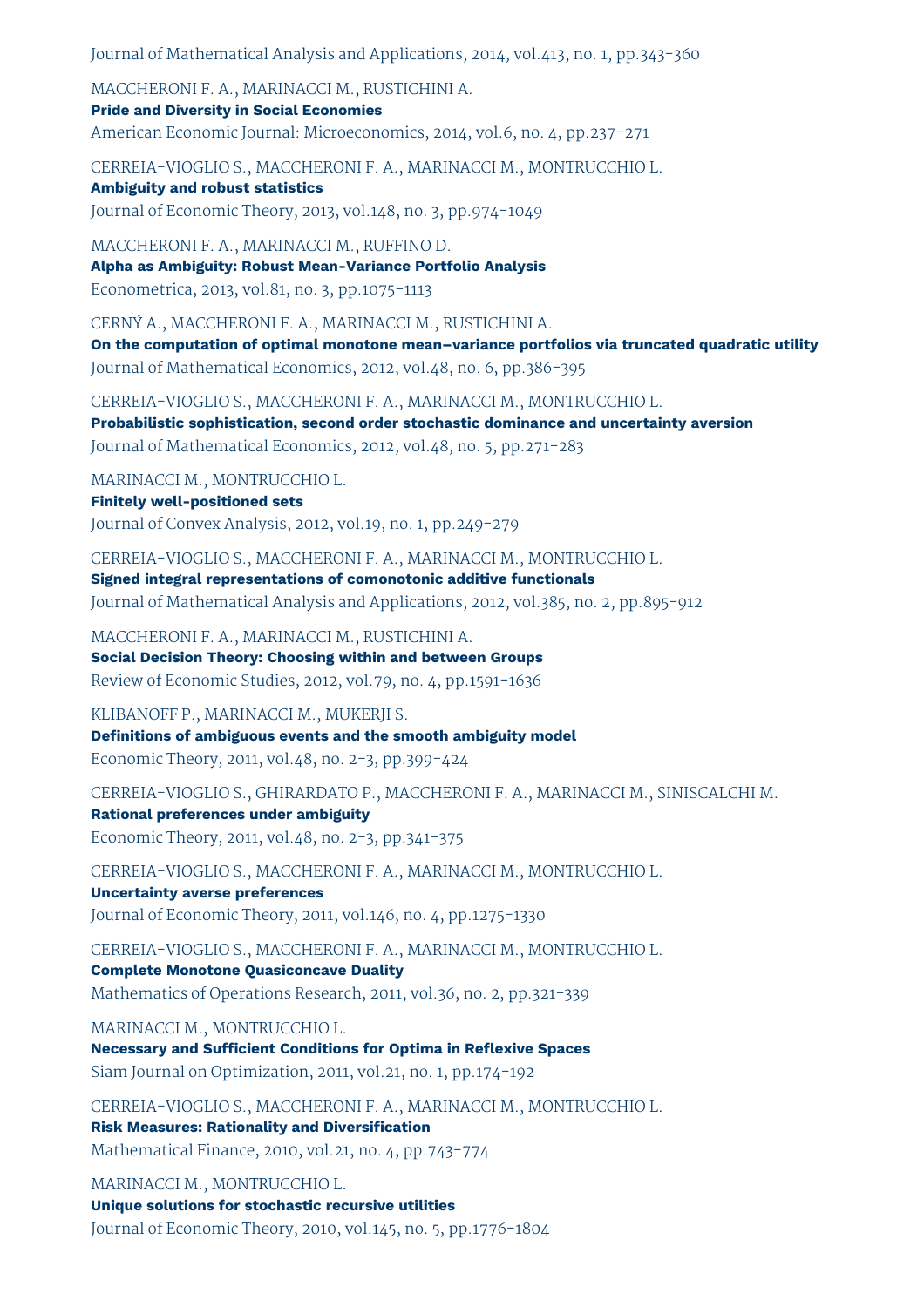Journal of Mathematical Analysis and Applications, 2014, vol.413, no. 1, pp.343-360

MACCHERONI F. A., MARINACCI M., RUSTICHINI A.
**Pride and Diversity in Social Economies**
American Economic Journal: Microeconomics, 2014, vol.6, no. 4, pp.237-271

CERREIA-VIOGLIO S., MACCHERONI F. A., MARINACCI M., MONTRUCCHIO L.
**Ambiguity and robust statistics**
Journal of Economic Theory, 2013, vol.148, no. 3, pp.974-1049

MACCHERONI F. A., MARINACCI M., RUFFINO D.
**Alpha as Ambiguity: Robust Mean-Variance Portfolio Analysis**
Econometrica, 2013, vol.81, no. 3, pp.1075-1113

CERNÝ A., MACCHERONI F. A., MARINACCI M., RUSTICHINI A.
**On the computation of optimal monotone mean–variance portfolios via truncated quadratic utility**
Journal of Mathematical Economics, 2012, vol.48, no. 6, pp.386-395

CERREIA-VIOGLIO S., MACCHERONI F. A., MARINACCI M., MONTRUCCHIO L.
**Probabilistic sophistication, second order stochastic dominance and uncertainty aversion**
Journal of Mathematical Economics, 2012, vol.48, no. 5, pp.271-283

MARINACCI M., MONTRUCCHIO L.
**Finitely well-positioned sets**
Journal of Convex Analysis, 2012, vol.19, no. 1, pp.249-279

CERREIA-VIOGLIO S., MACCHERONI F. A., MARINACCI M., MONTRUCCHIO L.
**Signed integral representations of comonotonic additive functionals**
Journal of Mathematical Analysis and Applications, 2012, vol.385, no. 2, pp.895-912

MACCHERONI F. A., MARINACCI M., RUSTICHINI A.
**Social Decision Theory: Choosing within and between Groups**
Review of Economic Studies, 2012, vol.79, no. 4, pp.1591-1636

KLIBANOFF P., MARINACCI M., MUKERJI S.
**Definitions of ambiguous events and the smooth ambiguity model**
Economic Theory, 2011, vol.48, no. 2-3, pp.399-424

CERREIA-VIOGLIO S., GHIRARDATO P., MACCHERONI F. A., MARINACCI M., SINISCALCHI M.
**Rational preferences under ambiguity**
Economic Theory, 2011, vol.48, no. 2-3, pp.341-375

CERREIA-VIOGLIO S., MACCHERONI F. A., MARINACCI M., MONTRUCCHIO L.
**Uncertainty averse preferences**
Journal of Economic Theory, 2011, vol.146, no. 4, pp.1275-1330

CERREIA-VIOGLIO S., MACCHERONI F. A., MARINACCI M., MONTRUCCHIO L.
**Complete Monotone Quasiconcave Duality**
Mathematics of Operations Research, 2011, vol.36, no. 2, pp.321-339

MARINACCI M., MONTRUCCHIO L.
**Necessary and Sufficient Conditions for Optima in Reflexive Spaces**
Siam Journal on Optimization, 2011, vol.21, no. 1, pp.174-192

CERREIA-VIOGLIO S., MACCHERONI F. A., MARINACCI M., MONTRUCCHIO L.
**Risk Measures: Rationality and Diversification**
Mathematical Finance, 2010, vol.21, no. 4, pp.743-774

MARINACCI M., MONTRUCCHIO L.
**Unique solutions for stochastic recursive utilities**
Journal of Economic Theory, 2010, vol.145, no. 5, pp.1776-1804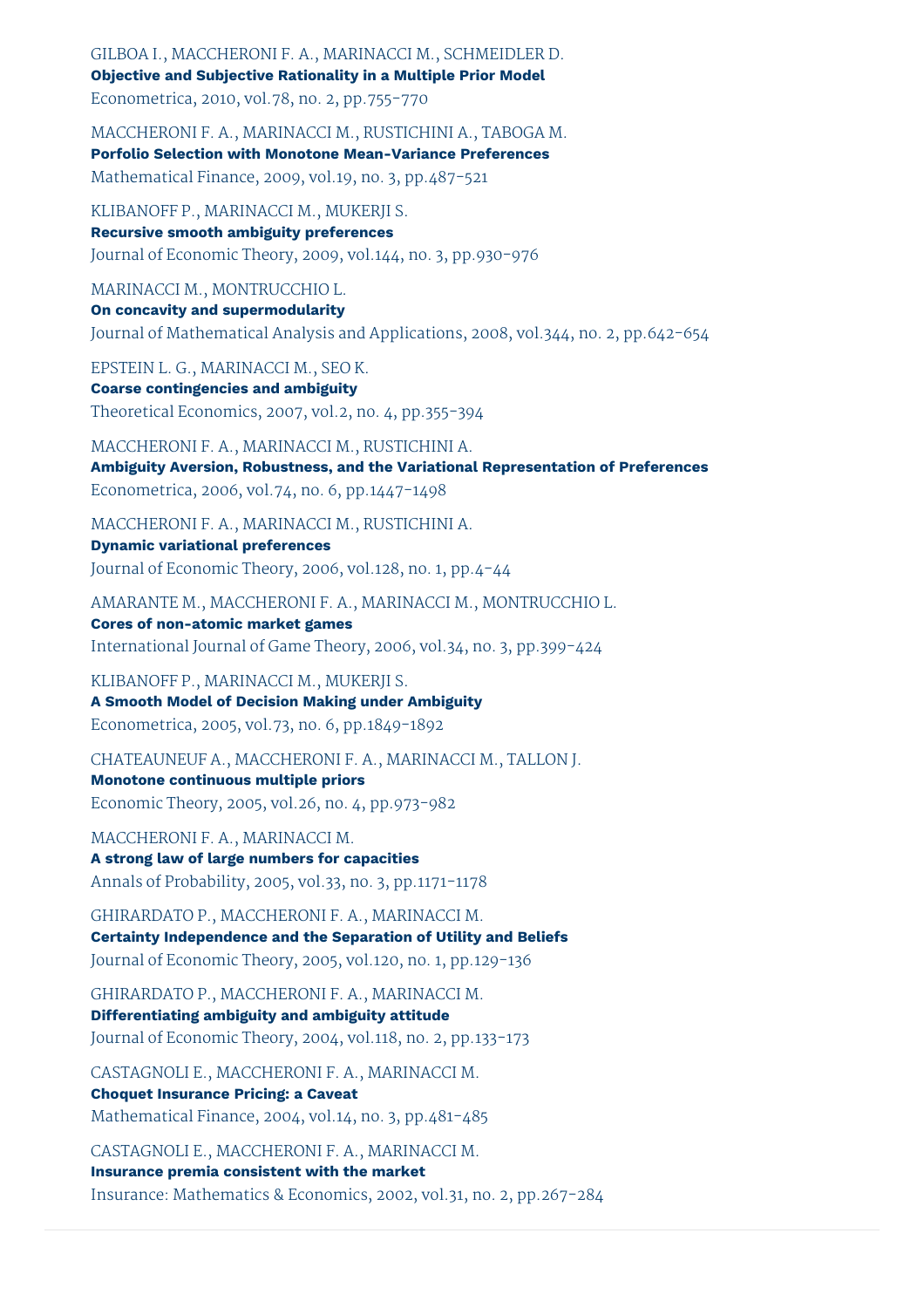GILBOA I., MACCHERONI F. A., MARINACCI M., SCHMEIDLER D.
**Objective and Subjective Rationality in a Multiple Prior Model**
Econometrica, 2010, vol.78, no. 2, pp.755-770

MACCHERONI F. A., MARINACCI M., RUSTICHINI A., TABOGA M.
**Porfolio Selection with Monotone Mean-Variance Preferences**
Mathematical Finance, 2009, vol.19, no. 3, pp.487-521

KLIBANOFF P., MARINACCI M., MUKERJI S.
**Recursive smooth ambiguity preferences**
Journal of Economic Theory, 2009, vol.144, no. 3, pp.930-976

MARINACCI M., MONTRUCCHIO L.
**On concavity and supermodularity**
Journal of Mathematical Analysis and Applications, 2008, vol.344, no. 2, pp.642-654

EPSTEIN L. G., MARINACCI M., SEO K.
**Coarse contingencies and ambiguity**
Theoretical Economics, 2007, vol.2, no. 4, pp.355-394

MACCHERONI F. A., MARINACCI M., RUSTICHINI A.
**Ambiguity Aversion, Robustness, and the Variational Representation of Preferences**
Econometrica, 2006, vol.74, no. 6, pp.1447-1498

MACCHERONI F. A., MARINACCI M., RUSTICHINI A.
**Dynamic variational preferences**
Journal of Economic Theory, 2006, vol.128, no. 1, pp.4-44

AMARANTE M., MACCHERONI F. A., MARINACCI M., MONTRUCCHIO L.
**Cores of non-atomic market games**
International Journal of Game Theory, 2006, vol.34, no. 3, pp.399-424

KLIBANOFF P., MARINACCI M., MUKERJI S.
**A Smooth Model of Decision Making under Ambiguity**
Econometrica, 2005, vol.73, no. 6, pp.1849-1892

CHATEAUNEUF A., MACCHERONI F. A., MARINACCI M., TALLON J.
**Monotone continuous multiple priors**
Economic Theory, 2005, vol.26, no. 4, pp.973-982

MACCHERONI F. A., MARINACCI M.
**A strong law of large numbers for capacities**
Annals of Probability, 2005, vol.33, no. 3, pp.1171-1178

GHIRARDATO P., MACCHERONI F. A., MARINACCI M.
**Certainty Independence and the Separation of Utility and Beliefs**
Journal of Economic Theory, 2005, vol.120, no. 1, pp.129-136

GHIRARDATO P., MACCHERONI F. A., MARINACCI M.
**Differentiating ambiguity and ambiguity attitude**
Journal of Economic Theory, 2004, vol.118, no. 2, pp.133-173

CASTAGNOLI E., MACCHERONI F. A., MARINACCI M.
**Choquet Insurance Pricing: a Caveat**
Mathematical Finance, 2004, vol.14, no. 3, pp.481-485

CASTAGNOLI E., MACCHERONI F. A., MARINACCI M.
**Insurance premia consistent with the market**
Insurance: Mathematics & Economics, 2002, vol.31, no. 2, pp.267-284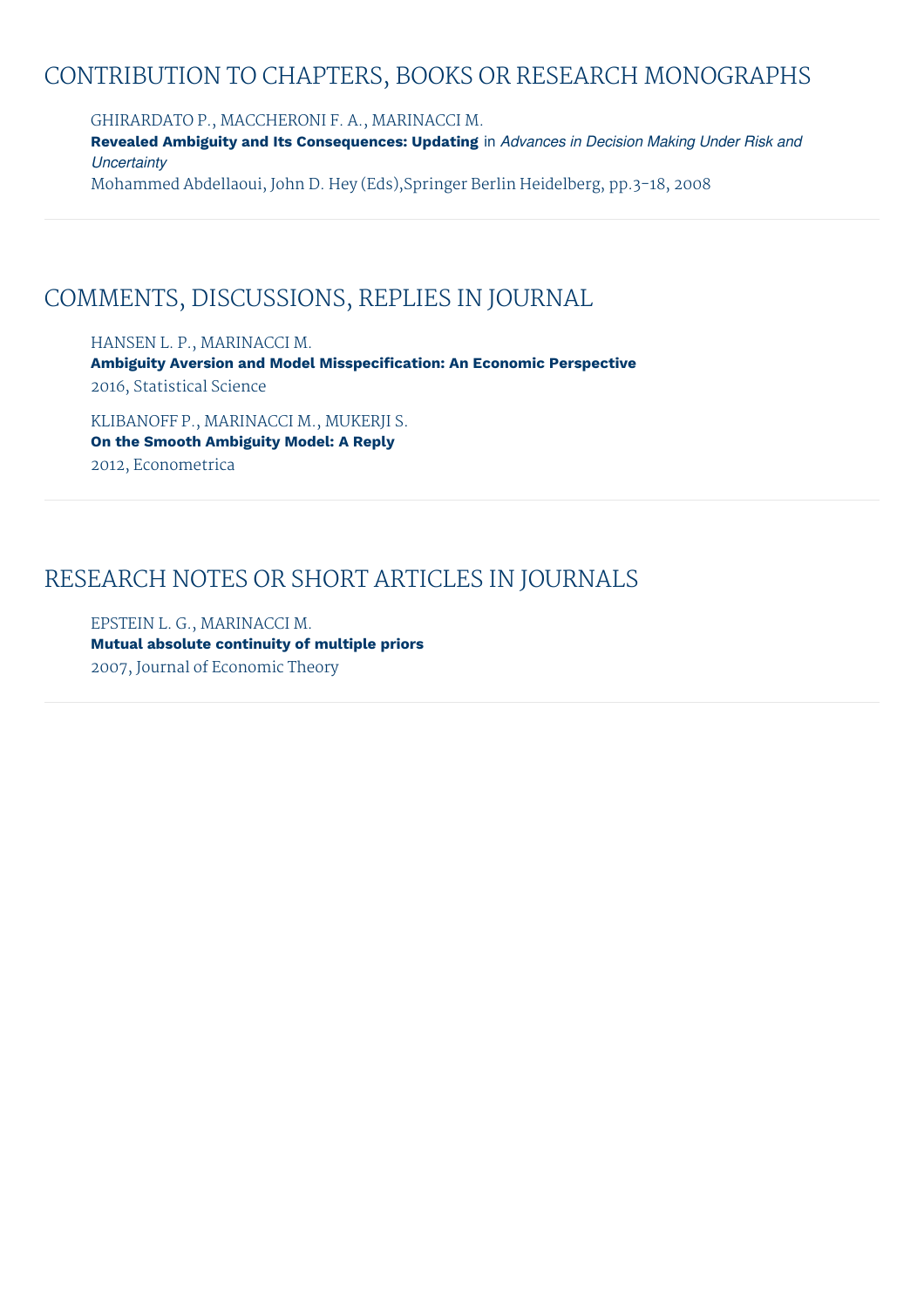## CONTRIBUTION TO CHAPTERS, BOOKS OR RESEARCH MONOGRAPHS

GHIRARDATO P., MACCHERONI F. A., MARINACCI M.
**Revealed Ambiguity and Its Consequences: Updating** in *Advances in Decision Making Under Risk and Uncertainty*
Mohammed Abdellaoui, John D. Hey (Eds),Springer Berlin Heidelberg, pp.3-18, 2008

---

## COMMENTS, DISCUSSIONS, REPLIES IN JOURNAL

HANSEN L. P., MARINACCI M.
**Ambiguity Aversion and Model Misspecification: An Economic Perspective**
2016, Statistical Science

KLIBANOFF P., MARINACCI M., MUKERJI S.
**On the Smooth Ambiguity Model: A Reply**
2012, Econometrica

---

## RESEARCH NOTES OR SHORT ARTICLES IN JOURNALS

EPSTEIN L. G., MARINACCI M.
**Mutual absolute continuity of multiple priors**
2007, Journal of Economic Theory